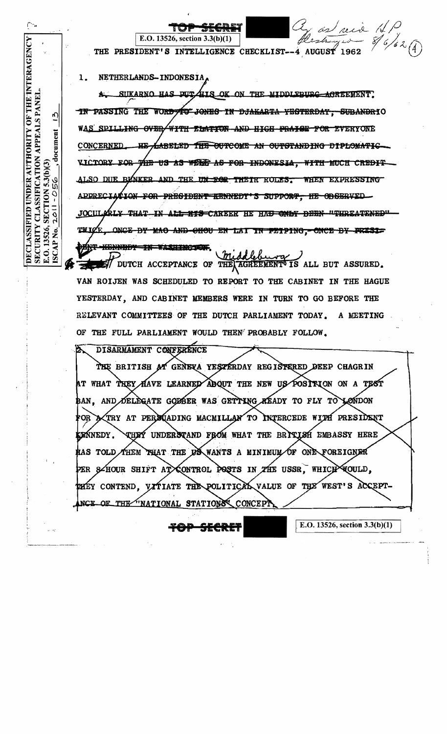DECLASSIFIED UNDER AUTHORITY OF THE INTERAGENCY SECURITY CLASSIFICATION APPEALS PANEL. E.O. 13526, SECTION 5.3(b)(3) ISCAP No. 2011-056, document 13

TOP SECRET

E.O. 13526, section 3.3(b)(1)

Cy as rec'd HP Destroyed 8/6/62 (4)

THE PRESIDENT'S INTELLIGENCE CHECKLIST--4 AUGUST 1962

1. NETHERLANDS-INDONESIA

~~A. SUKARNO HAS PUT HIS OK ON THE MIDDLEBURG AGREEMENT. IN PASSING THE WORD TO JONES IN DJAKARTA YESTERDAY, SUBANDRIO WAS SPILLING OVER WITH ELATION AND HIGH PRAISE FOR EVERYONE CONCERNED. HE LABELED THE OUTCOME AN OUTSTANDING DIPLOMATIC VICTORY FOR THE US AS WELL AS FOR INDONESIA, WITH MUCH CREDIT ALSO DUE BUNKER AND THE UN FOR THEIR ROLES. WHEN EXPRESSING APPRECIATION FOR PRESIDENT KENNEDY'S SUPPORT, HE OBSERVED JOCULARLY THAT IN ALL HIS CAREER HE HAD ONLY BEEN "THREATENED" TWICE, ONCE BY MAO AND CHOU EN LAI IN PEIPING, ONCE BY PRESIDENT KENNEDY IN WASHINGTON.~~

~~B.~~ DUTCH ACCEPTANCE OF THE Middleburg AGREEMENT IS ALL BUT ASSURED. VAN ROIJEN WAS SCHEDULED TO REPORT TO THE CABINET IN THE HAGUE YESTERDAY, AND CABINET MEMBERS WERE IN TURN TO GO BEFORE THE RELEVANT COMMITTEES OF THE DUTCH PARLIAMENT TODAY. A MEETING OF THE FULL PARLIAMENT WOULD THEN PROBABLY FOLLOW.

2. DISARMAMENT CONFERENCE

THE BRITISH AT GENEVA YESTERDAY REGISTERED DEEP CHAGRIN AT WHAT THEY HAVE LEARNED ABOUT THE NEW US POSITION ON A TEST BAN, AND DELEGATE GODBER WAS GETTING READY TO FLY TO LONDON FOR A TRY AT PERSUADING MACMILLAN TO INTERCEDE WITH PRESIDENT KENNEDY. THEY UNDERSTAND FROM WHAT THE BRITISH EMBASSY HERE HAS TOLD THEM THAT THE US WANTS A MINIMUM OF ONE FOREIGNER PER 8-HOUR SHIFT AT CONTROL POSTS IN THE USSR, WHICH WOULD, THEY CONTEND, VITIATE THE POLITICAL VALUE OF THE WEST'S ACCEPTANCE OF THE "NATIONAL STATIONS" CONCEPT.

TOP SECRET

E.O. 13526, section 3.3(b)(1)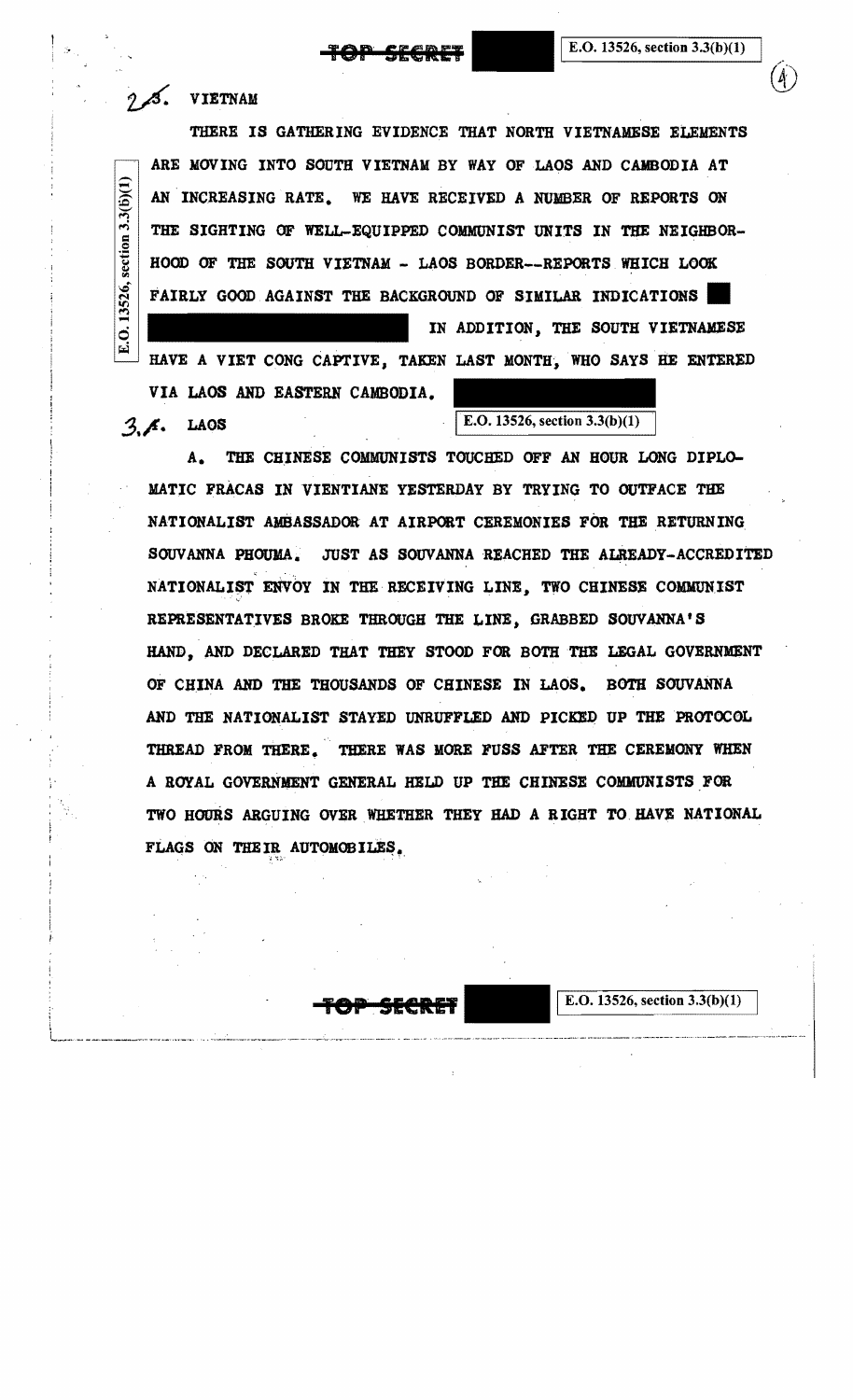2. VIETNAM

THERE IS GATHERING EVIDENCE THAT NORTH VIETNAMESE ELEMENTS ARE MOVING INTO SOUTH VIETNAM BY WAY OF LAOS AND CAMBODIA AT AN INCREASING RATE. WE HAVE RECEIVED A NUMBER OF REPORTS ON THE SIGHTING OF WELL-EQUIPPED COMMUNIST UNITS IN THE NEIGHBORHOOD OF THE SOUTH VIETNAM - LAOS BORDER--REPORTS WHICH LOOK FAIRLY GOOD AGAINST THE BACKGROUND OF SIMILAR INDICATIONS ██ ████████████████ IN ADDITION, THE SOUTH VIETNAMESE HAVE A VIET CONG CAPTIVE, TAKEN LAST MONTH, WHO SAYS HE ENTERED VIA LAOS AND EASTERN CAMBODIA. ████████

E.O. 13526, section 3.3(b)(1)

3. LAOS

A. THE CHINESE COMMUNISTS TOUCHED OFF AN HOUR LONG DIPLOMATIC FRACAS IN VIENTIANE YESTERDAY BY TRYING TO OUTFACE THE NATIONALIST AMBASSADOR AT AIRPORT CEREMONIES FOR THE RETURNING SOUVANNA PHOUMA. JUST AS SOUVANNA REACHED THE ALREADY-ACCREDITED NATIONALIST ENVOY IN THE RECEIVING LINE, TWO CHINESE COMMUNIST REPRESENTATIVES BROKE THROUGH THE LINE, GRABBED SOUVANNA'S HAND, AND DECLARED THAT THEY STOOD FOR BOTH THE LEGAL GOVERNMENT OF CHINA AND THE THOUSANDS OF CHINESE IN LAOS. BOTH SOUVANNA AND THE NATIONALIST STAYED UNRUFFLED AND PICKED UP THE PROTOCOL THREAD FROM THERE. THERE WAS MORE FUSS AFTER THE CEREMONY WHEN A ROYAL GOVERNMENT GENERAL HELD UP THE CHINESE COMMUNISTS FOR TWO HOURS ARGUING OVER WHETHER THEY HAD A RIGHT TO HAVE NATIONAL FLAGS ON THEIR AUTOMOBILES.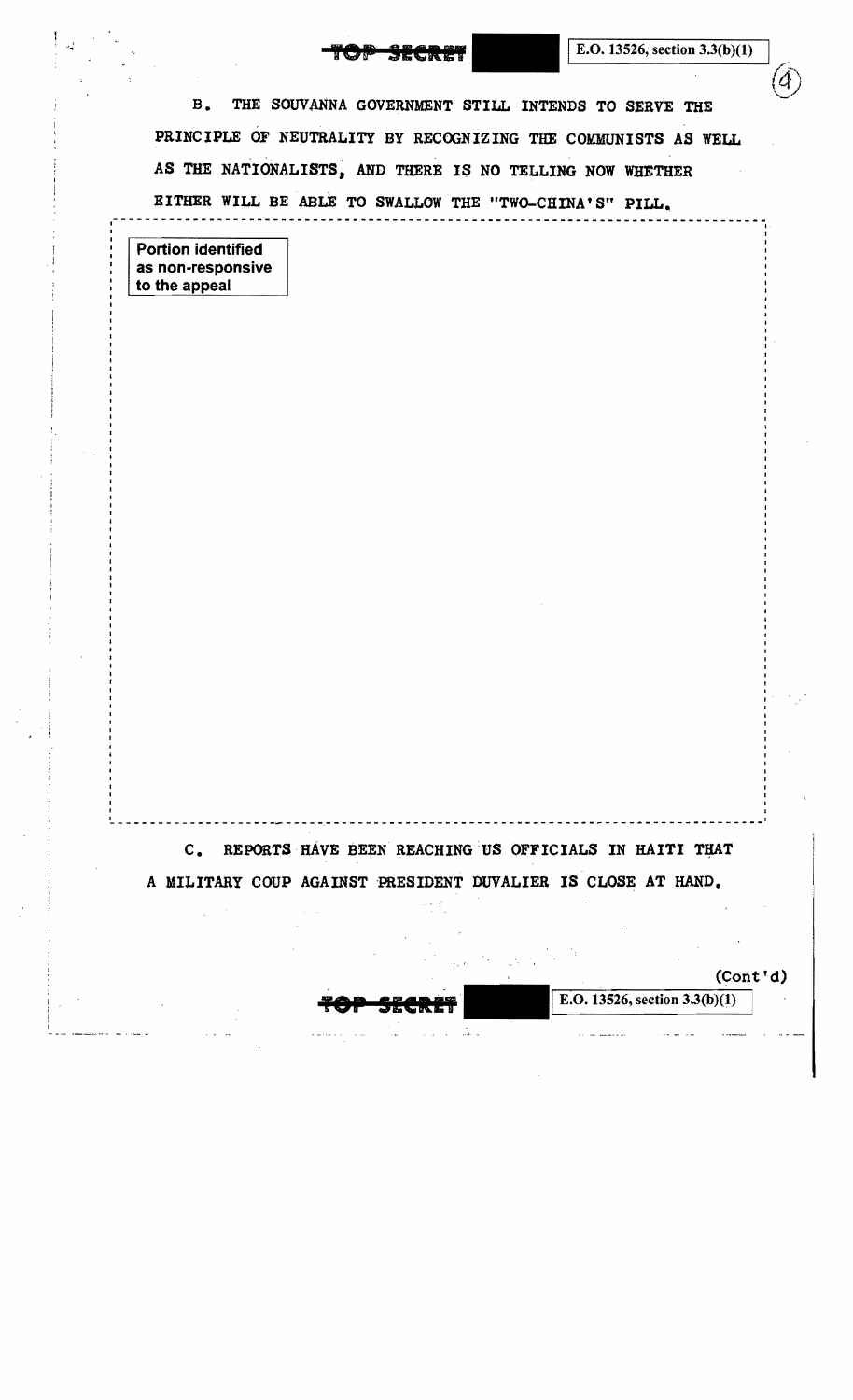B. THE SOUVANNA GOVERNMENT STILL INTENDS TO SERVE THE PRINCIPLE OF NEUTRALITY BY RECOGNIZING THE COMMUNISTS AS WELL AS THE NATIONALISTS, AND THERE IS NO TELLING NOW WHETHER EITHER WILL BE ABLE TO SWALLOW THE "TWO-CHINA'S" PILL.

Portion identified as non-responsive to the appeal

C. REPORTS HAVE BEEN REACHING US OFFICIALS IN HAITI THAT A MILITARY COUP AGAINST PRESIDENT DUVALIER IS CLOSE AT HAND.

(Cont'd)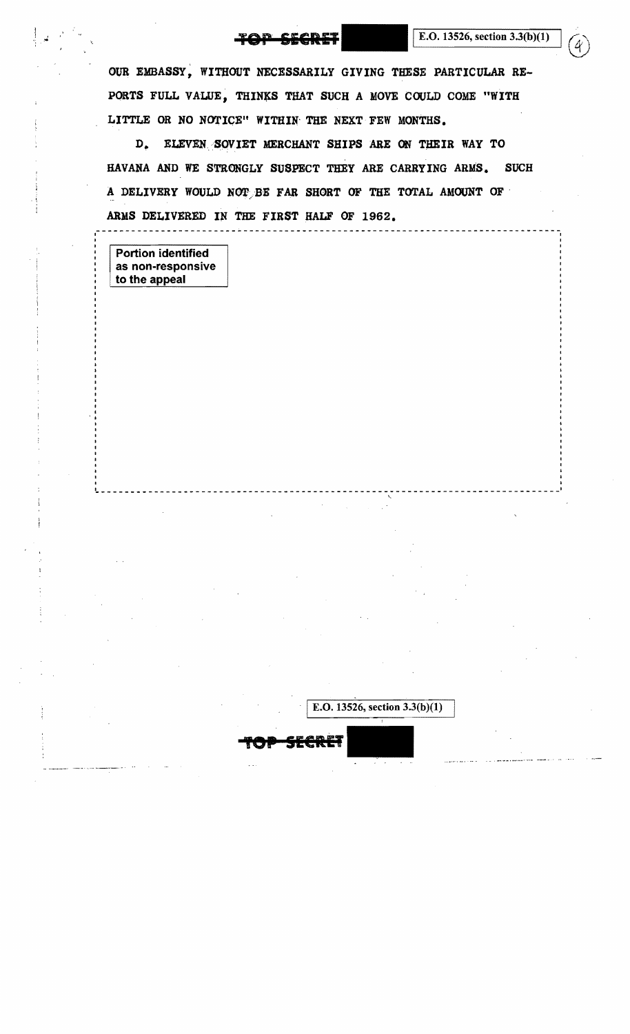OUR EMBASSY, WITHOUT NECESSARILY GIVING THESE PARTICULAR REPORTS FULL VALUE, THINKS THAT SUCH A MOVE COULD COME "WITH LITTLE OR NO NOTICE" WITHIN THE NEXT FEW MONTHS.

D. ELEVEN SOVIET MERCHANT SHIPS ARE ON THEIR WAY TO HAVANA AND WE STRONGLY SUSPECT THEY ARE CARRYING ARMS. SUCH A DELIVERY WOULD NOT BE FAR SHORT OF THE TOTAL AMOUNT OF ARMS DELIVERED IN THE FIRST HALF OF 1962.

Portion identified as non-responsive to the appeal